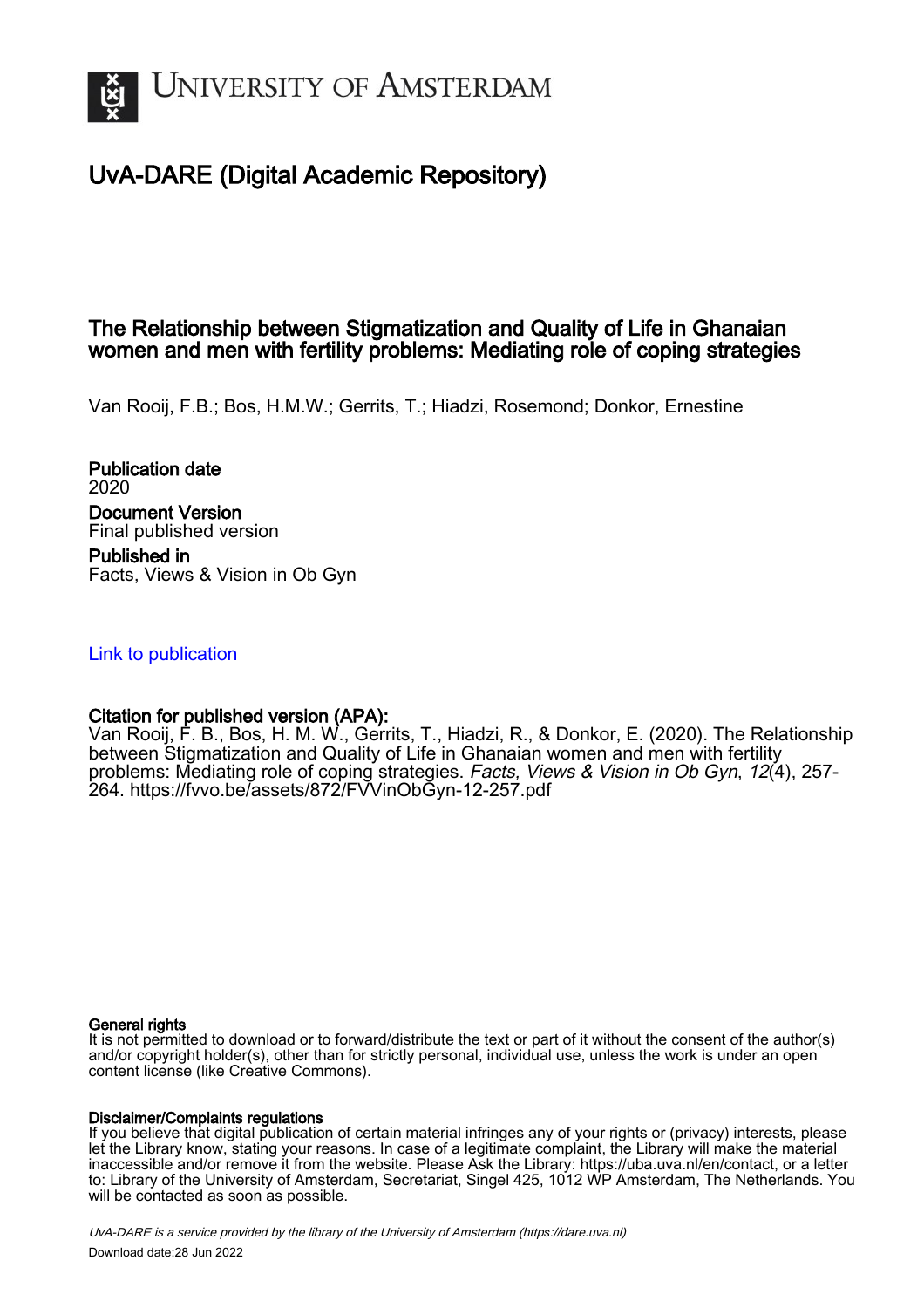# UNIVERSITY OF AMSTERDAM

## UvA-DARE (Digital Academic Repository)

### The Relationship between Stigmatization and Quality of Life in Ghanaian women and men with fertility problems: Mediating role of coping strategies

Van Rooij, F.B.; Bos, H.M.W.; Gerrits, T.; Hiadzi, Rosemond; Donkor, Ernestine

**Publication date**
2020

**Document Version**
Final published version

**Published in**
Facts, Views & Vision in Ob Gyn

[Link to publication](https://dare.uva.nl)

**Citation for published version (APA):**
Van Rooij, F. B., Bos, H. M. W., Gerrits, T., Hiadzi, R., & Donkor, E. (2020). The Relationship between Stigmatization and Quality of Life in Ghanaian women and men with fertility problems: Mediating role of coping strategies. *Facts, Views & Vision in Ob Gyn*, *12*(4), 257-264. https://fvvo.be/assets/872/FVVinObGyn-12-257.pdf

**General rights**
It is not permitted to download or to forward/distribute the text or part of it without the consent of the author(s) and/or copyright holder(s), other than for strictly personal, individual use, unless the work is under an open content license (like Creative Commons).

**Disclaimer/Complaints regulations**
If you believe that digital publication of certain material infringes any of your rights or (privacy) interests, please let the Library know, stating your reasons. In case of a legitimate complaint, the Library will make the material inaccessible and/or remove it from the website. Please Ask the Library: https://uba.uva.nl/en/contact, or a letter to: Library of the University of Amsterdam, Secretariat, Singel 425, 1012 WP Amsterdam, The Netherlands. You will be contacted as soon as possible.

*UvA-DARE is a service provided by the library of the University of Amsterdam (https://dare.uva.nl)*
Download date:28 Jun 2022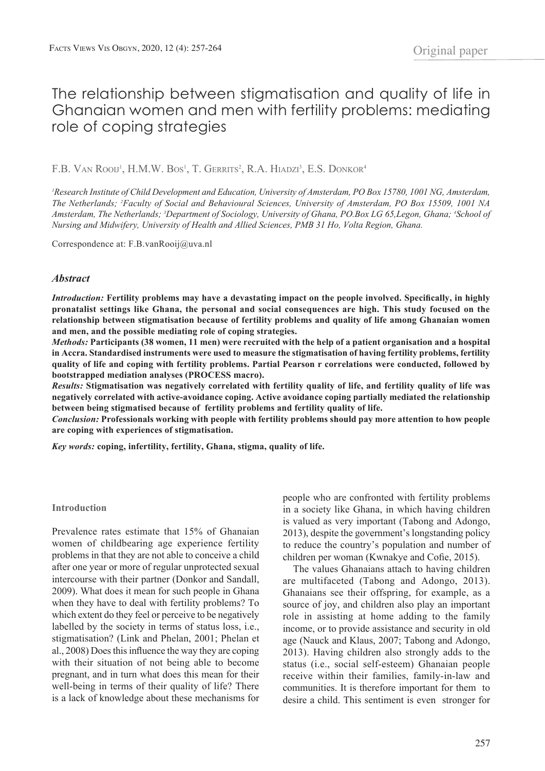# The relationship between stigmatisation and quality of life in Ghanaian women and men with fertility problems: mediating role of coping strategies

F.B. Van Rooij[1], H.M.W. Bos[1], T. Gerrits[2], R.A. Hiadzi[3], E.S. Donkor[4]

*[1]Research Institute of Child Development and Education, University of Amsterdam, PO Box 15780, 1001 NG, Amsterdam, The Netherlands; [2]Faculty of Social and Behavioural Sciences, University of Amsterdam, PO Box 15509, 1001 NA Amsterdam, The Netherlands; [3]Department of Sociology, University of Ghana, PO.Box LG 65,Legon, Ghana; [4]School of Nursing and Midwifery, University of Health and Allied Sciences, PMB 31 Ho, Volta Region, Ghana.*

Correspondence at: F.B.vanRooij@uva.nl

## *Abstract*

***Introduction:*** **Fertility problems may have a devastating impact on the people involved. Specifically, in highly pronatalist settings like Ghana, the personal and social consequences are high. This study focused on the relationship between stigmatisation because of fertility problems and quality of life among Ghanaian women and men, and the possible mediating role of coping strategies.**

***Methods:*** **Participants (38 women, 11 men) were recruited with the help of a patient organisation and a hospital in Accra. Standardised instruments were used to measure the stigmatisation of having fertility problems, fertility quality of life and coping with fertility problems. Partial Pearson r correlations were conducted, followed by bootstrapped mediation analyses (PROCESS macro).**

***Results:*** **Stigmatisation was negatively correlated with fertility quality of life, and fertility quality of life was negatively correlated with active-avoidance coping. Active avoidance coping partially mediated the relationship between being stigmatised because of fertility problems and fertility quality of life.**

***Conclusion:*** **Professionals working with people with fertility problems should pay more attention to how people are coping with experiences of stigmatisation.**

***Key words:*** **coping, infertility, fertility, Ghana, stigma, quality of life.**

### Introduction

Prevalence rates estimate that 15% of Ghanaian women of childbearing age experience fertility problems in that they are not able to conceive a child after one year or more of regular unprotected sexual intercourse with their partner (Donkor and Sandall, 2009). What does it mean for such people in Ghana when they have to deal with fertility problems? To which extent do they feel or perceive to be negatively labelled by the society in terms of status loss, i.e., stigmatisation? (Link and Phelan, 2001; Phelan et al., 2008) Does this influence the way they are coping with their situation of not being able to become pregnant, and in turn what does this mean for their well-being in terms of their quality of life? There is a lack of knowledge about these mechanisms for people who are confronted with fertility problems in a society like Ghana, in which having children is valued as very important (Tabong and Adongo, 2013), despite the government's longstanding policy to reduce the country's population and number of children per woman (Kwnakye and Cofie, 2015).

The values Ghanaians attach to having children are multifaceted (Tabong and Adongo, 2013). Ghanaians see their offspring, for example, as a source of joy, and children also play an important role in assisting at home adding to the family income, or to provide assistance and security in old age (Nauck and Klaus, 2007; Tabong and Adongo, 2013). Having children also strongly adds to the status (i.e., social self-esteem) Ghanaian people receive within their families, family-in-law and communities. It is therefore important for them to desire a child. This sentiment is even stronger for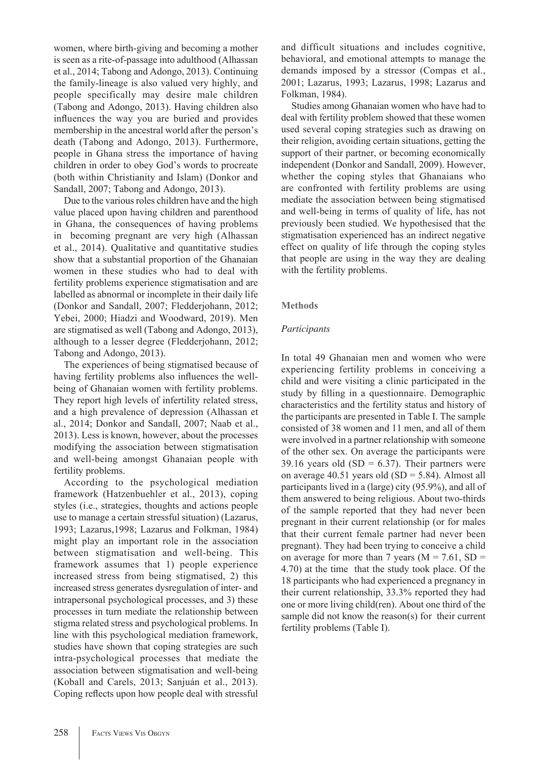women, where birth-giving and becoming a mother is seen as a rite-of-passage into adulthood (Alhassan et al., 2014; Tabong and Adongo, 2013). Continuing the family-lineage is also valued very highly, and people specifically may desire male children (Tabong and Adongo, 2013). Having children also influences the way you are buried and provides membership in the ancestral world after the person's death (Tabong and Adongo, 2013). Furthermore, people in Ghana stress the importance of having children in order to obey God's words to procreate (both within Christianity and Islam) (Donkor and Sandall, 2007; Tabong and Adongo, 2013).

Due to the various roles children have and the high value placed upon having children and parenthood in Ghana, the consequences of having problems in becoming pregnant are very high (Alhassan et al., 2014). Qualitative and quantitative studies show that a substantial proportion of the Ghanaian women in these studies who had to deal with fertility problems experience stigmatisation and are labelled as abnormal or incomplete in their daily life (Donkor and Sandall, 2007; Fledderjohann, 2012; Yebei, 2000; Hiadzi and Woodward, 2019). Men are stigmatised as well (Tabong and Adongo, 2013), although to a lesser degree (Fledderjohann, 2012; Tabong and Adongo, 2013).

The experiences of being stigmatised because of having fertility problems also influences the well-being of Ghanaian women with fertility problems. They report high levels of infertility related stress, and a high prevalence of depression (Alhassan et al., 2014; Donkor and Sandall, 2007; Naab et al., 2013). Less is known, however, about the processes modifying the association between stigmatisation and well-being amongst Ghanaian people with fertility problems.

According to the psychological mediation framework (Hatzenbuehler et al., 2013), coping styles (i.e., strategies, thoughts and actions people use to manage a certain stressful situation) (Lazarus, 1993; Lazarus,1998; Lazarus and Folkman, 1984) might play an important role in the association between stigmatisation and well-being. This framework assumes that 1) people experience increased stress from being stigmatised, 2) this increased stress generates dysregulation of inter- and intrapersonal psychological processes, and 3) these processes in turn mediate the relationship between stigma related stress and psychological problems. In line with this psychological mediation framework, studies have shown that coping strategies are such intra-psychological processes that mediate the association between stigmatisation and well-being (Koball and Carels, 2013; Sanjuán et al., 2013). Coping reflects upon how people deal with stressful and difficult situations and includes cognitive, behavioral, and emotional attempts to manage the demands imposed by a stressor (Compas et al., 2001; Lazarus, 1993; Lazarus, 1998; Lazarus and Folkman, 1984).

Studies among Ghanaian women who have had to deal with fertility problem showed that these women used several coping strategies such as drawing on their religion, avoiding certain situations, getting the support of their partner, or becoming economically independent (Donkor and Sandall, 2009). However, whether the coping styles that Ghanaians who are confronted with fertility problems are using mediate the association between being stigmatised and well-being in terms of quality of life, has not previously been studied. We hypothesised that the stigmatisation experienced has an indirect negative effect on quality of life through the coping styles that people are using in the way they are dealing with the fertility problems.

## Methods

### *Participants*

In total 49 Ghanaian men and women who were experiencing fertility problems in conceiving a child and were visiting a clinic participated in the study by filling in a questionnaire. Demographic characteristics and the fertility status and history of the participants are presented in Table I. The sample consisted of 38 women and 11 men, and all of them were involved in a partner relationship with someone of the other sex. On average the participants were 39.16 years old (SD = 6.37). Their partners were on average 40.51 years old (SD = 5.84). Almost all participants lived in a (large) city (95.9%), and all of them answered to being religious. About two-thirds of the sample reported that they had never been pregnant in their current relationship (or for males that their current female partner had never been pregnant). They had been trying to conceive a child on average for more than 7 years (M = 7.61, SD = 4.70) at the time that the study took place. Of the 18 participants who had experienced a pregnancy in their current relationship, 33.3% reported they had one or more living child(ren). About one third of the sample did not know the reason(s) for their current fertility problems (Table I).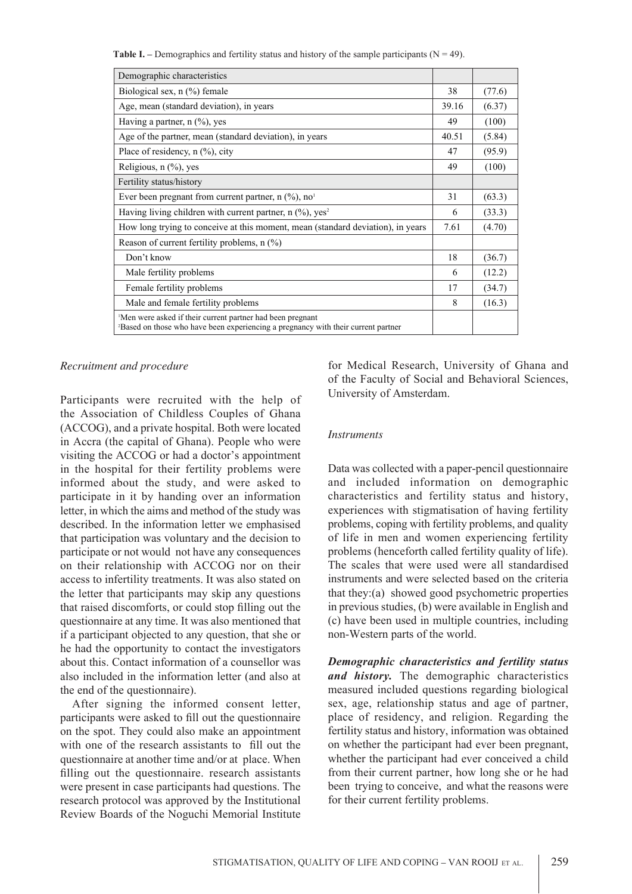**Table I. –** Demographics and fertility status and history of the sample participants (N = 49).

| Demographic characteristics | | |
|---|---|---|
| Biological sex, n (%) female | 38 | (77.6) |
| Age, mean (standard deviation), in years | 39.16 | (6.37) |
| Having a partner, n (%), yes | 49 | (100) |
| Age of the partner, mean (standard deviation), in years | 40.51 | (5.84) |
| Place of residency, n (%), city | 47 | (95.9) |
| Religious, n (%), yes | 49 | (100) |
| Fertility status/history | | |
| Ever been pregnant from current partner, n (%), no[1] | 31 | (63.3) |
| Having living children with current partner, n (%), yes[2] | 6 | (33.3) |
| How long trying to conceive at this moment, mean (standard deviation), in years | 7.61 | (4.70) |
| Reason of current fertility problems, n (%) | | |
| Don't know | 18 | (36.7) |
| Male fertility problems | 6 | (12.2) |
| Female fertility problems | 17 | (34.7) |
| Male and female fertility problems | 8 | (16.3) |

[1]Men were asked if their current partner had been pregnant
[2]Based on those who have been experiencing a pregnancy with their current partner

*Recruitment and procedure*

Participants were recruited with the help of the Association of Childless Couples of Ghana (ACCOG), and a private hospital. Both were located in Accra (the capital of Ghana). People who were visiting the ACCOG or had a doctor's appointment in the hospital for their fertility problems were informed about the study, and were asked to participate in it by handing over an information letter, in which the aims and method of the study was described. In the information letter we emphasised that participation was voluntary and the decision to participate or not would not have any consequences on their relationship with ACCOG nor on their access to infertility treatments. It was also stated on the letter that participants may skip any questions that raised discomforts, or could stop filling out the questionnaire at any time. It was also mentioned that if a participant objected to any question, that she or he had the opportunity to contact the investigators about this. Contact information of a counsellor was also included in the information letter (and also at the end of the questionnaire).

After signing the informed consent letter, participants were asked to fill out the questionnaire on the spot. They could also make an appointment with one of the research assistants to fill out the questionnaire at another time and/or at place. When filling out the questionnaire. research assistants were present in case participants had questions. The research protocol was approved by the Institutional Review Boards of the Noguchi Memorial Institute for Medical Research, University of Ghana and of the Faculty of Social and Behavioral Sciences, University of Amsterdam.

*Instruments*

Data was collected with a paper-pencil questionnaire and included information on demographic characteristics and fertility status and history, experiences with stigmatisation of having fertility problems, coping with fertility problems, and quality of life in men and women experiencing fertility problems (henceforth called fertility quality of life). The scales that were used were all standardised instruments and were selected based on the criteria that they:(a) showed good psychometric properties in previous studies, (b) were available in English and (c) have been used in multiple countries, including non-Western parts of the world.

***Demographic characteristics and fertility status and history.*** The demographic characteristics measured included questions regarding biological sex, age, relationship status and age of partner, place of residency, and religion. Regarding the fertility status and history, information was obtained on whether the participant had ever been pregnant, whether the participant had ever conceived a child from their current partner, how long she or he had been trying to conceive, and what the reasons were for their current fertility problems.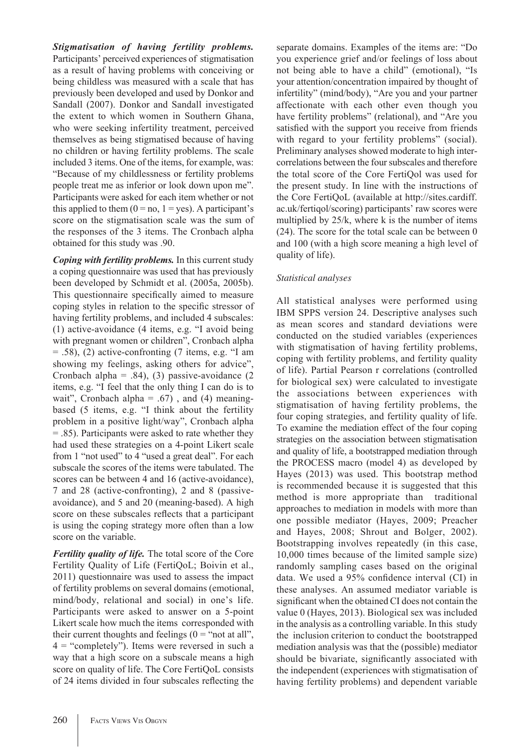***Stigmatisation of having fertility problems.*** Participants' perceived experiences of stigmatisation as a result of having problems with conceiving or being childless was measured with a scale that has previously been developed and used by Donkor and Sandall (2007). Donkor and Sandall investigated the extent to which women in Southern Ghana, who were seeking infertility treatment, perceived themselves as being stigmatised because of having no children or having fertility problems. The scale included 3 items. One of the items, for example, was: "Because of my childlessness or fertility problems people treat me as inferior or look down upon me". Participants were asked for each item whether or not this applied to them (0 = no, 1 = yes). A participant's score on the stigmatisation scale was the sum of the responses of the 3 items. The Cronbach alpha obtained for this study was .90.

***Coping with fertility problems.*** In this current study a coping questionnaire was used that has previously been developed by Schmidt et al. (2005a, 2005b). This questionnaire specifically aimed to measure coping styles in relation to the specific stressor of having fertility problems, and included 4 subscales: (1) active-avoidance (4 items, e.g. "I avoid being with pregnant women or children", Cronbach alpha = .58), (2) active-confronting (7 items, e.g. "I am showing my feelings, asking others for advice", Cronbach alpha = .84), (3) passive-avoidance (2 items, e.g. "I feel that the only thing I can do is to wait", Cronbach alpha = .67) , and (4) meaning-based (5 items, e.g. "I think about the fertility problem in a positive light/way", Cronbach alpha = .85). Participants were asked to rate whether they had used these strategies on a 4-point Likert scale from 1 "not used" to 4 "used a great deal". For each subscale the scores of the items were tabulated. The scores can be between 4 and 16 (active-avoidance), 7 and 28 (active-confronting), 2 and 8 (passive-avoidance), and 5 and 20 (meaning-based). A high score on these subscales reflects that a participant is using the coping strategy more often than a low score on the variable.

***Fertility quality of life.*** The total score of the Core Fertility Quality of Life (FertiQoL; Boivin et al., 2011) questionnaire was used to assess the impact of fertility problems on several domains (emotional, mind/body, relational and social) in one's life. Participants were asked to answer on a 5-point Likert scale how much the items corresponded with their current thoughts and feelings (0 = "not at all", 4 = "completely"). Items were reversed in such a way that a high score on a subscale means a high score on quality of life. The Core FertiQoL consists of 24 items divided in four subscales reflecting the separate domains. Examples of the items are: "Do you experience grief and/or feelings of loss about not being able to have a child" (emotional), "Is your attention/concentration impaired by thought of infertility" (mind/body), "Are you and your partner affectionate with each other even though you have fertility problems" (relational), and "Are you satisfied with the support you receive from friends with regard to your fertility problems" (social). Preliminary analyses showed moderate to high inter-correlations between the four subscales and therefore the total score of the Core FertiQol was used for the present study. In line with the instructions of the Core FertiQoL (available at http://sites.cardiff.ac.uk/fertiqol/scoring) participants' raw scores were multiplied by 25/k, where k is the number of items (24). The score for the total scale can be between 0 and 100 (with a high score meaning a high level of quality of life).

*Statistical analyses*

All statistical analyses were performed using IBM SPPS version 24. Descriptive analyses such as mean scores and standard deviations were conducted on the studied variables (experiences with stigmatisation of having fertility problems, coping with fertility problems, and fertility quality of life). Partial Pearson r correlations (controlled for biological sex) were calculated to investigate the associations between experiences with stigmatisation of having fertility problems, the four coping strategies, and fertility quality of life. To examine the mediation effect of the four coping strategies on the association between stigmatisation and quality of life, a bootstrapped mediation through the PROCESS macro (model 4) as developed by Hayes (2013) was used. This bootstrap method is recommended because it is suggested that this method is more appropriate than traditional approaches to mediation in models with more than one possible mediator (Hayes, 2009; Preacher and Hayes, 2008; Shrout and Bolger, 2002). Bootstrapping involves repeatedly (in this case, 10,000 times because of the limited sample size) randomly sampling cases based on the original data. We used a 95% confidence interval (CI) in these analyses. An assumed mediator variable is significant when the obtained CI does not contain the value 0 (Hayes, 2013). Biological sex was included in the analysis as a controlling variable. In this study the inclusion criterion to conduct the bootstrapped mediation analysis was that the (possible) mediator should be bivariate, significantly associated with the independent (experiences with stigmatisation of having fertility problems) and dependent variable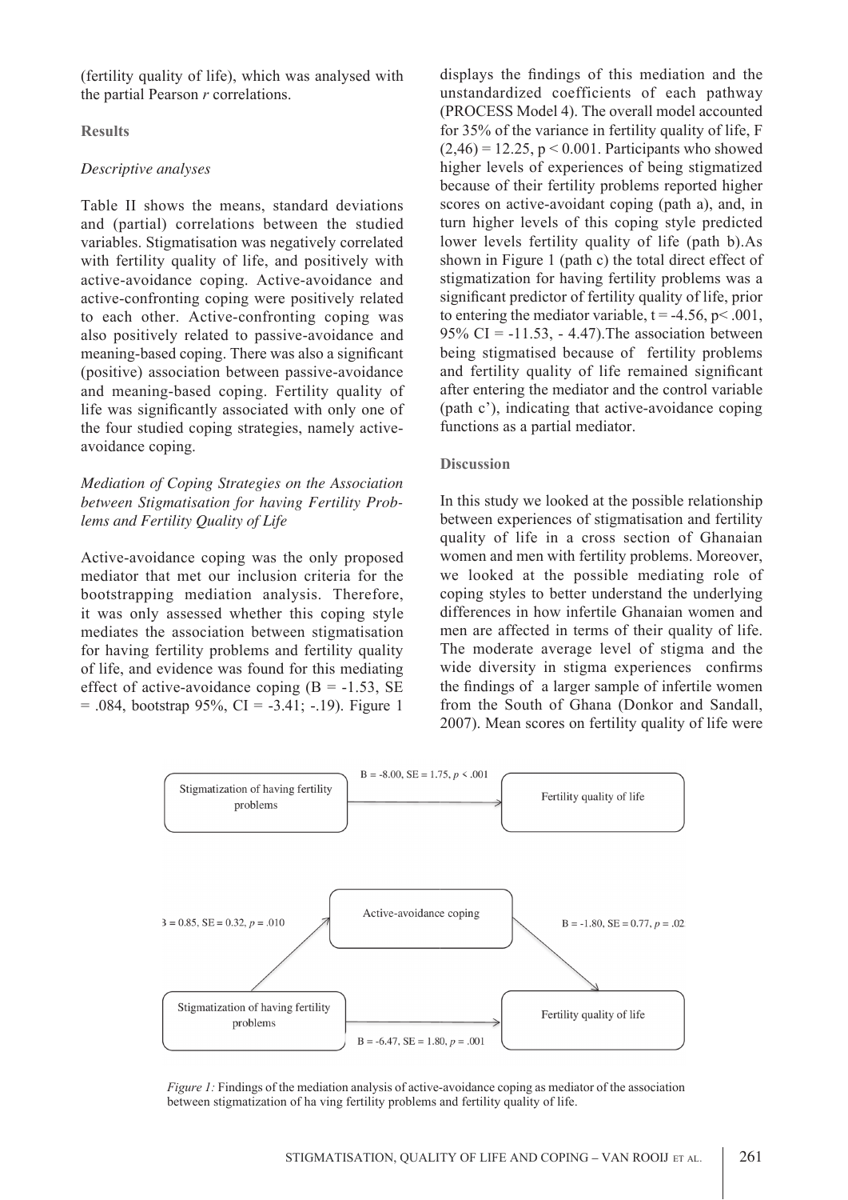(fertility quality of life), which was analysed with the partial Pearson *r* correlations.

## Results

### *Descriptive analyses*

Table II shows the means, standard deviations and (partial) correlations between the studied variables. Stigmatisation was negatively correlated with fertility quality of life, and positively with active-avoidance coping. Active-avoidance and active-confronting coping were positively related to each other. Active-confronting coping was also positively related to passive-avoidance and meaning-based coping. There was also a significant (positive) association between passive-avoidance and meaning-based coping. Fertility quality of life was significantly associated with only one of the four studied coping strategies, namely active-avoidance coping.

### *Mediation of Coping Strategies on the Association between Stigmatisation for having Fertility Problems and Fertility Quality of Life*

Active-avoidance coping was the only proposed mediator that met our inclusion criteria for the bootstrapping mediation analysis. Therefore, it was only assessed whether this coping style mediates the association between stigmatisation for having fertility problems and fertility quality of life, and evidence was found for this mediating effect of active-avoidance coping (B = -1.53, SE = .084, bootstrap 95%, CI = -3.41; -.19). Figure 1 displays the findings of this mediation and the unstandardized coefficients of each pathway (PROCESS Model 4). The overall model accounted for 35% of the variance in fertility quality of life, $F(2,46) = 12.25$, $p < 0.001$. Participants who showed higher levels of experiences of being stigmatized because of their fertility problems reported higher scores on active-avoidant coping (path a), and, in turn higher levels of this coping style predicted lower levels fertility quality of life (path b).As shown in Figure 1 (path c) the total direct effect of stigmatization for having fertility problems was a significant predictor of fertility quality of life, prior to entering the mediator variable, $t = -4.56$, $p < .001$, 95% CI = -11.53, - 4.47).The association between being stigmatised because of fertility problems and fertility quality of life remained significant after entering the mediator and the control variable (path c'), indicating that active-avoidance coping functions as a partial mediator.

## Discussion

In this study we looked at the possible relationship between experiences of stigmatisation and fertility quality of life in a cross section of Ghanaian women and men with fertility problems. Moreover, we looked at the possible mediating role of coping styles to better understand the underlying differences in how infertile Ghanaian women and men are affected in terms of their quality of life. The moderate average level of stigma and the wide diversity in stigma experiences confirms the findings of a larger sample of infertile women from the South of Ghana (Donkor and Sandall, 2007). Mean scores on fertility quality of life were

Stigmatization of having fertility problems → Fertility quality of life: B = -8.00, SE = 1.75, $p < .001$

Stigmatization of having fertility problems → Active-avoidance coping: B = 0.85, SE = 0.32, $p = .010$

Active-avoidance coping → Fertility quality of life: B = -1.80, SE = 0.77, $p = .02$

Stigmatization of having fertility problems → Fertility quality of life: B = -6.47, SE = 1.80, $p = .001$

*Figure 1:* Findings of the mediation analysis of active-avoidance coping as mediator of the association between stigmatization of ha ving fertility problems and fertility quality of life.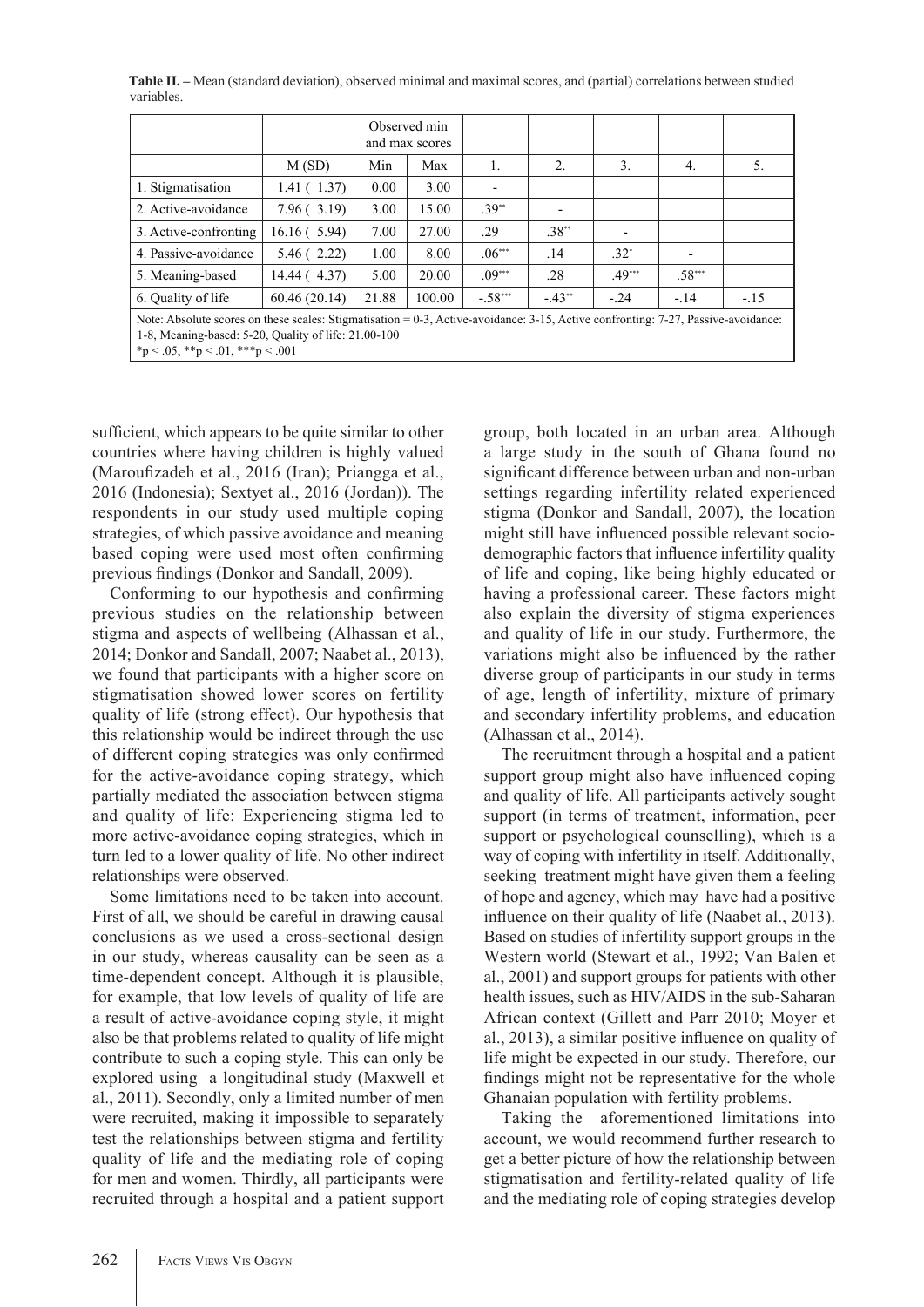**Table II.** – Mean (standard deviation), observed minimal and maximal scores, and (partial) correlations between studied variables.

| | | Observed min and max scores | | | | | | |
|---|---|---|---|---|---|---|---|---|
| | M (SD) | Min | Max | 1. | 2. | 3. | 4. | 5. |
| 1. Stigmatisation | 1.41 ( 1.37) | 0.00 | 3.00 | - | | | | |
| 2. Active-avoidance | 7.96 ( 3.19) | 3.00 | 15.00 | .39** | - | | | |
| 3. Active-confronting | 16.16 ( 5.94) | 7.00 | 27.00 | .29 | .38** | - | | |
| 4. Passive-avoidance | 5.46 ( 2.22) | 1.00 | 8.00 | .06*** | .14 | .32* | - | |
| 5. Meaning-based | 14.44 ( 4.37) | 5.00 | 20.00 | .09*** | .28 | .49*** | .58*** | |
| 6. Quality of life | 60.46 (20.14) | 21.88 | 100.00 | -.58*** | -.43** | -.24 | -.14 | -.15 |

Note: Absolute scores on these scales: Stigmatisation = 0-3, Active-avoidance: 3-15, Active confronting: 7-27, Passive-avoidance: 1-8, Meaning-based: 5-20, Quality of life: 21.00-100

*p < .05, **p < .01, ***p < .001

sufficient, which appears to be quite similar to other countries where having children is highly valued (Maroufizadeh et al., 2016 (Iran); Priangga et al., 2016 (Indonesia); Sextyet al., 2016 (Jordan)). The respondents in our study used multiple coping strategies, of which passive avoidance and meaning based coping were used most often confirming previous findings (Donkor and Sandall, 2009).

Conforming to our hypothesis and confirming previous studies on the relationship between stigma and aspects of wellbeing (Alhassan et al., 2014; Donkor and Sandall, 2007; Naabet al., 2013), we found that participants with a higher score on stigmatisation showed lower scores on fertility quality of life (strong effect). Our hypothesis that this relationship would be indirect through the use of different coping strategies was only confirmed for the active-avoidance coping strategy, which partially mediated the association between stigma and quality of life: Experiencing stigma led to more active-avoidance coping strategies, which in turn led to a lower quality of life. No other indirect relationships were observed.

Some limitations need to be taken into account. First of all, we should be careful in drawing causal conclusions as we used a cross-sectional design in our study, whereas causality can be seen as a time-dependent concept. Although it is plausible, for example, that low levels of quality of life are a result of active-avoidance coping style, it might also be that problems related to quality of life might contribute to such a coping style. This can only be explored using a longitudinal study (Maxwell et al., 2011). Secondly, only a limited number of men were recruited, making it impossible to separately test the relationships between stigma and fertility quality of life and the mediating role of coping for men and women. Thirdly, all participants were recruited through a hospital and a patient support group, both located in an urban area. Although a large study in the south of Ghana found no significant difference between urban and non-urban settings regarding infertility related experienced stigma (Donkor and Sandall, 2007), the location might still have influenced possible relevant socio-demographic factors that influence infertility quality of life and coping, like being highly educated or having a professional career. These factors might also explain the diversity of stigma experiences and quality of life in our study. Furthermore, the variations might also be influenced by the rather diverse group of participants in our study in terms of age, length of infertility, mixture of primary and secondary infertility problems, and education (Alhassan et al., 2014).

The recruitment through a hospital and a patient support group might also have influenced coping and quality of life. All participants actively sought support (in terms of treatment, information, peer support or psychological counselling), which is a way of coping with infertility in itself. Additionally, seeking treatment might have given them a feeling of hope and agency, which may have had a positive influence on their quality of life (Naabet al., 2013). Based on studies of infertility support groups in the Western world (Stewart et al., 1992; Van Balen et al., 2001) and support groups for patients with other health issues, such as HIV/AIDS in the sub-Saharan African context (Gillett and Parr 2010; Moyer et al., 2013), a similar positive influence on quality of life might be expected in our study. Therefore, our findings might not be representative for the whole Ghanaian population with fertility problems.

Taking the aforementioned limitations into account, we would recommend further research to get a better picture of how the relationship between stigmatisation and fertility-related quality of life and the mediating role of coping strategies develop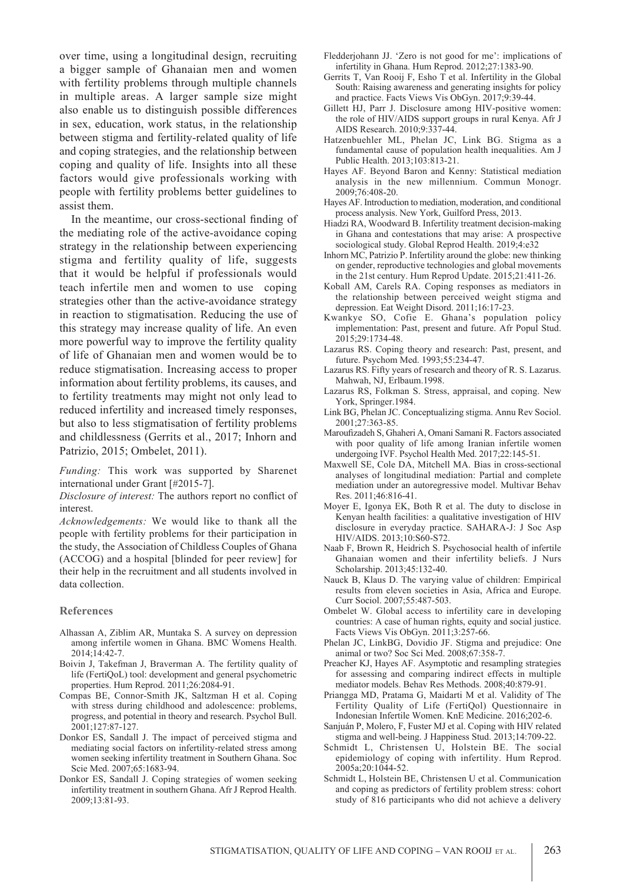over time, using a longitudinal design, recruiting a bigger sample of Ghanaian men and women with fertility problems through multiple channels in multiple areas. A larger sample size might also enable us to distinguish possible differences in sex, education, work status, in the relationship between stigma and fertility-related quality of life and coping strategies, and the relationship between coping and quality of life. Insights into all these factors would give professionals working with people with fertility problems better guidelines to assist them.

In the meantime, our cross-sectional finding of the mediating role of the active-avoidance coping strategy in the relationship between experiencing stigma and fertility quality of life, suggests that it would be helpful if professionals would teach infertile men and women to use coping strategies other than the active-avoidance strategy in reaction to stigmatisation. Reducing the use of this strategy may increase quality of life. An even more powerful way to improve the fertility quality of life of Ghanaian men and women would be to reduce stigmatisation. Increasing access to proper information about fertility problems, its causes, and to fertility treatments may might not only lead to reduced infertility and increased timely responses, but also to less stigmatisation of fertility problems and childlessness (Gerrits et al., 2017; Inhorn and Patrizio, 2015; Ombelet, 2011).

*Funding:* This work was supported by Sharenet international under Grant [#2015-7].

*Disclosure of interest:* The authors report no conflict of interest.

*Acknowledgements:* We would like to thank all the people with fertility problems for their participation in the study, the Association of Childless Couples of Ghana (ACCOG) and a hospital [blinded for peer review] for their help in the recruitment and all students involved in data collection.

## References

Alhassan A, Ziblim AR, Muntaka S. A survey on depression among infertile women in Ghana. BMC Womens Health. 2014;14:42-7.

Boivin J, Takefman J, Braverman A. The fertility quality of life (FertiQoL) tool: development and general psychometric properties. Hum Reprod. 2011;26:2084-91.

Compas BE, Connor-Smith JK, Saltzman H et al. Coping with stress during childhood and adolescence: problems, progress, and potential in theory and research. Psychol Bull. 2001;127:87-127.

Donkor ES, Sandall J. The impact of perceived stigma and mediating social factors on infertility-related stress among women seeking infertility treatment in Southern Ghana. Soc Scie Med. 2007;65:1683-94.

Donkor ES, Sandall J. Coping strategies of women seeking infertility treatment in southern Ghana. Afr J Reprod Health. 2009;13:81-93.

Fledderjohann JJ. 'Zero is not good for me': implications of infertility in Ghana. Hum Reprod. 2012;27:1383-90.

Gerrits T, Van Rooij F, Esho T et al. Infertility in the Global South: Raising awareness and generating insights for policy and practice. Facts Views Vis ObGyn. 2017;9:39-44.

Gillett HJ, Parr J. Disclosure among HIV-positive women: the role of HIV/AIDS support groups in rural Kenya. Afr J AIDS Research. 2010;9:337-44.

Hatzenbuehler ML, Phelan JC, Link BG. Stigma as a fundamental cause of population health inequalities. Am J Public Health. 2013;103:813-21.

Hayes AF. Beyond Baron and Kenny: Statistical mediation analysis in the new millennium. Commun Monogr. 2009;76:408-20.

Hayes AF. Introduction to mediation, moderation, and conditional process analysis. New York, Guilford Press, 2013.

Hiadzi RA, Woodward B. Infertility treatment decision-making in Ghana and contestations that may arise: A prospective sociological study. Global Reprod Health. 2019;4:e32

Inhorn MC, Patrizio P. Infertility around the globe: new thinking on gender, reproductive technologies and global movements in the 21st century. Hum Reprod Update. 2015;21:411-26.

Koball AM, Carels RA. Coping responses as mediators in the relationship between perceived weight stigma and depression. Eat Weight Disord. 2011;16:17-23.

Kwankye SO, Cofie E. Ghana's population policy implementation: Past, present and future. Afr Popul Stud. 2015;29:1734-48.

Lazarus RS. Coping theory and research: Past, present, and future. Psychom Med. 1993;55:234-47.

Lazarus RS. Fifty years of research and theory of R. S. Lazarus. Mahwah, NJ, Erlbaum.1998.

Lazarus RS, Folkman S. Stress, appraisal, and coping. New York, Springer.1984.

Link BG, Phelan JC. Conceptualizing stigma. Annu Rev Sociol. 2001;27:363-85.

Maroufizadeh S, Ghaheri A, Omani Samani R. Factors associated with poor quality of life among Iranian infertile women undergoing IVF. Psychol Health Med. 2017;22:145-51.

Maxwell SE, Cole DA, Mitchell MA. Bias in cross-sectional analyses of longitudinal mediation: Partial and complete mediation under an autoregressive model. Multivar Behav Res. 2011;46:816-41.

Moyer E, Igonya EK, Both R et al. The duty to disclose in Kenyan health facilities: a qualitative investigation of HIV disclosure in everyday practice. SAHARA-J: J Soc Asp HIV/AIDS. 2013;10:S60-S72.

Naab F, Brown R, Heidrich S. Psychosocial health of infertile Ghanaian women and their infertility beliefs. J Nurs Scholarship. 2013;45:132-40.

Nauck B, Klaus D. The varying value of children: Empirical results from eleven societies in Asia, Africa and Europe. Curr Sociol. 2007;55:487-503.

Ombelet W. Global access to infertility care in developing countries: A case of human rights, equity and social justice. Facts Views Vis ObGyn. 2011;3:257-66.

Phelan JC, LinkBG, Dovidio JF. Stigma and prejudice: One animal or two? Soc Sci Med. 2008;67:358-7.

Preacher KJ, Hayes AF. Asymptotic and resampling strategies for assessing and comparing indirect effects in multiple mediator models. Behav Res Methods. 2008;40:879-91.

Priangga MD, Pratama G, Maidarti M et al. Validity of The Fertility Quality of Life (FertiQol) Questionnaire in Indonesian Infertile Women. KnE Medicine. 2016;202-6.

Sanjuán P, Molero, F, Fuster MJ et al. Coping with HIV related stigma and well-being. J Happiness Stud. 2013;14:709-22.

Schmidt L, Christensen U, Holstein BE. The social epidemiology of coping with infertility. Hum Reprod. 2005a;20:1044-52.

Schmidt L, Holstein BE, Christensen U et al. Communication and coping as predictors of fertility problem stress: cohort study of 816 participants who did not achieve a delivery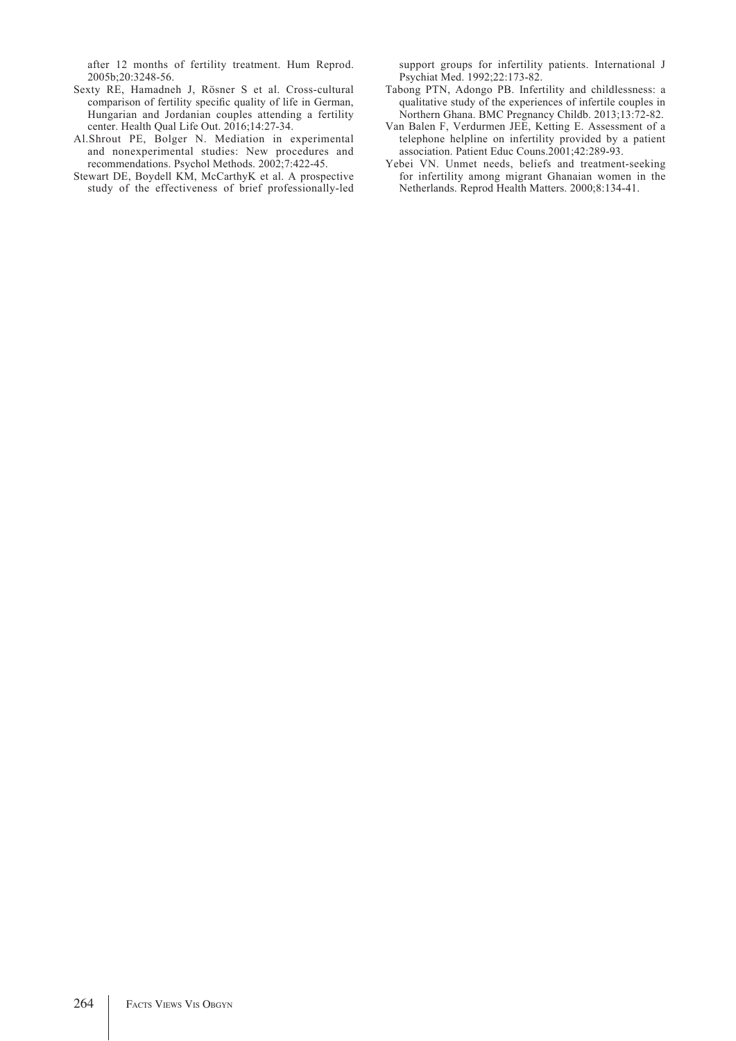after 12 months of fertility treatment. Hum Reprod. 2005b;20:3248-56.

Sexty RE, Hamadneh J, Rösner S et al. Cross-cultural comparison of fertility specific quality of life in German, Hungarian and Jordanian couples attending a fertility center. Health Qual Life Out. 2016;14:27-34.

Al.Shrout PE, Bolger N. Mediation in experimental and nonexperimental studies: New procedures and recommendations. Psychol Methods. 2002;7:422-45.

Stewart DE, Boydell KM, McCarthyK et al. A prospective study of the effectiveness of brief professionally-led support groups for infertility patients. International J Psychiat Med. 1992;22:173-82.

Tabong PTN, Adongo PB. Infertility and childlessness: a qualitative study of the experiences of infertile couples in Northern Ghana. BMC Pregnancy Childb. 2013;13:72-82.

Van Balen F, Verdurmen JEE, Ketting E. Assessment of a telephone helpline on infertility provided by a patient association. Patient Educ Couns.2001;42:289-93.

Yebei VN. Unmet needs, beliefs and treatment-seeking for infertility among migrant Ghanaian women in the Netherlands. Reprod Health Matters. 2000;8:134-41.